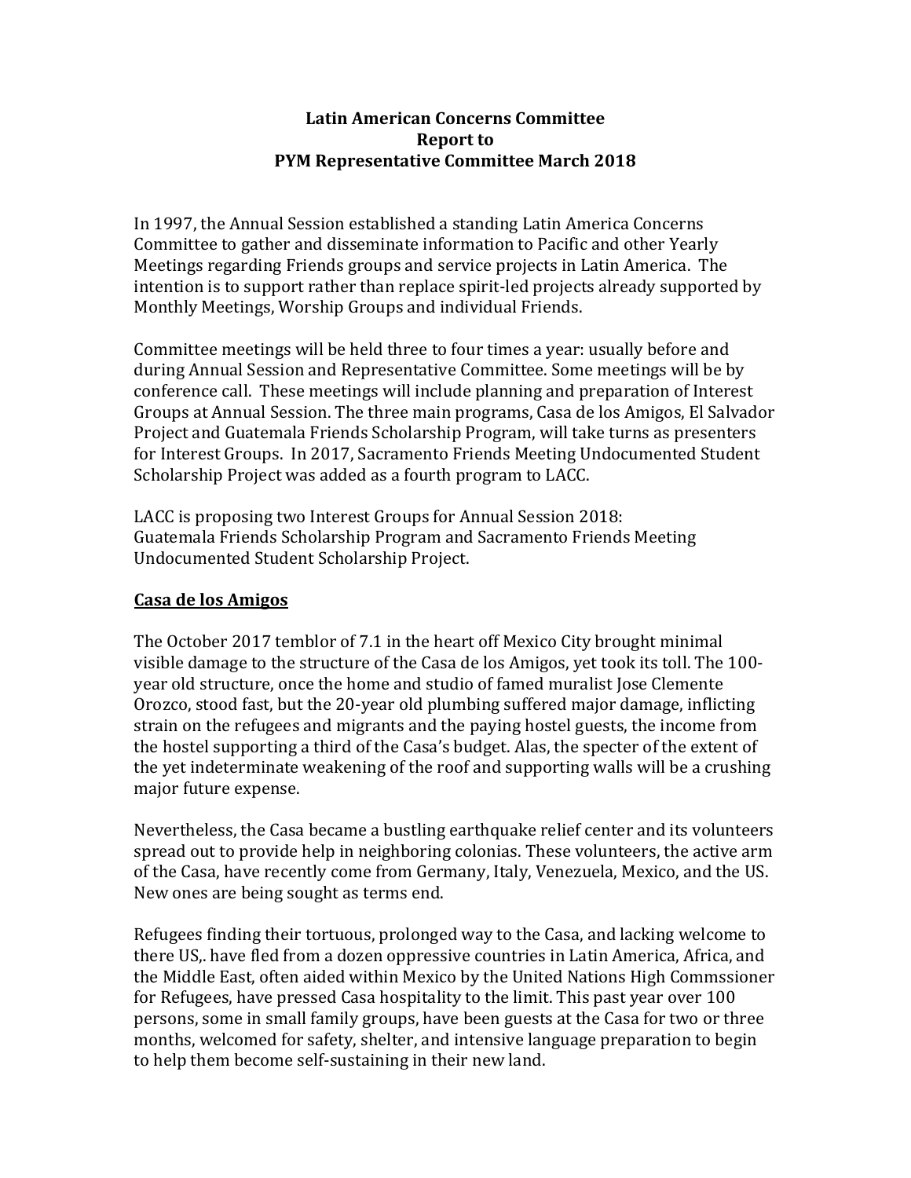**Latin American Concerns Committee**
**Report to**
**PYM Representative Committee March 2018**

In 1997, the Annual Session established a standing Latin America Concerns Committee to gather and disseminate information to Pacific and other Yearly Meetings regarding Friends groups and service projects in Latin America. The intention is to support rather than replace spirit-led projects already supported by Monthly Meetings, Worship Groups and individual Friends.

Committee meetings will be held three to four times a year: usually before and during Annual Session and Representative Committee. Some meetings will be by conference call. These meetings will include planning and preparation of Interest Groups at Annual Session. The three main programs, Casa de los Amigos, El Salvador Project and Guatemala Friends Scholarship Program, will take turns as presenters for Interest Groups. In 2017, Sacramento Friends Meeting Undocumented Student Scholarship Project was added as a fourth program to LACC.

LACC is proposing two Interest Groups for Annual Session 2018:
Guatemala Friends Scholarship Program and Sacramento Friends Meeting Undocumented Student Scholarship Project.

## Casa de los Amigos

The October 2017 temblor of 7.1 in the heart off Mexico City brought minimal visible damage to the structure of the Casa de los Amigos, yet took its toll. The 100-year old structure, once the home and studio of famed muralist Jose Clemente Orozco, stood fast, but the 20-year old plumbing suffered major damage, inflicting strain on the refugees and migrants and the paying hostel guests, the income from the hostel supporting a third of the Casa's budget. Alas, the specter of the extent of the yet indeterminate weakening of the roof and supporting walls will be a crushing major future expense.

Nevertheless, the Casa became a bustling earthquake relief center and its volunteers spread out to provide help in neighboring colonias. These volunteers, the active arm of the Casa, have recently come from Germany, Italy, Venezuela, Mexico, and the US. New ones are being sought as terms end.

Refugees finding their tortuous, prolonged way to the Casa, and lacking welcome to there US,. have fled from a dozen oppressive countries in Latin America, Africa, and the Middle East, often aided within Mexico by the United Nations High Commssioner for Refugees, have pressed Casa hospitality to the limit. This past year over 100 persons, some in small family groups, have been guests at the Casa for two or three months, welcomed for safety, shelter, and intensive language preparation to begin to help them become self-sustaining in their new land.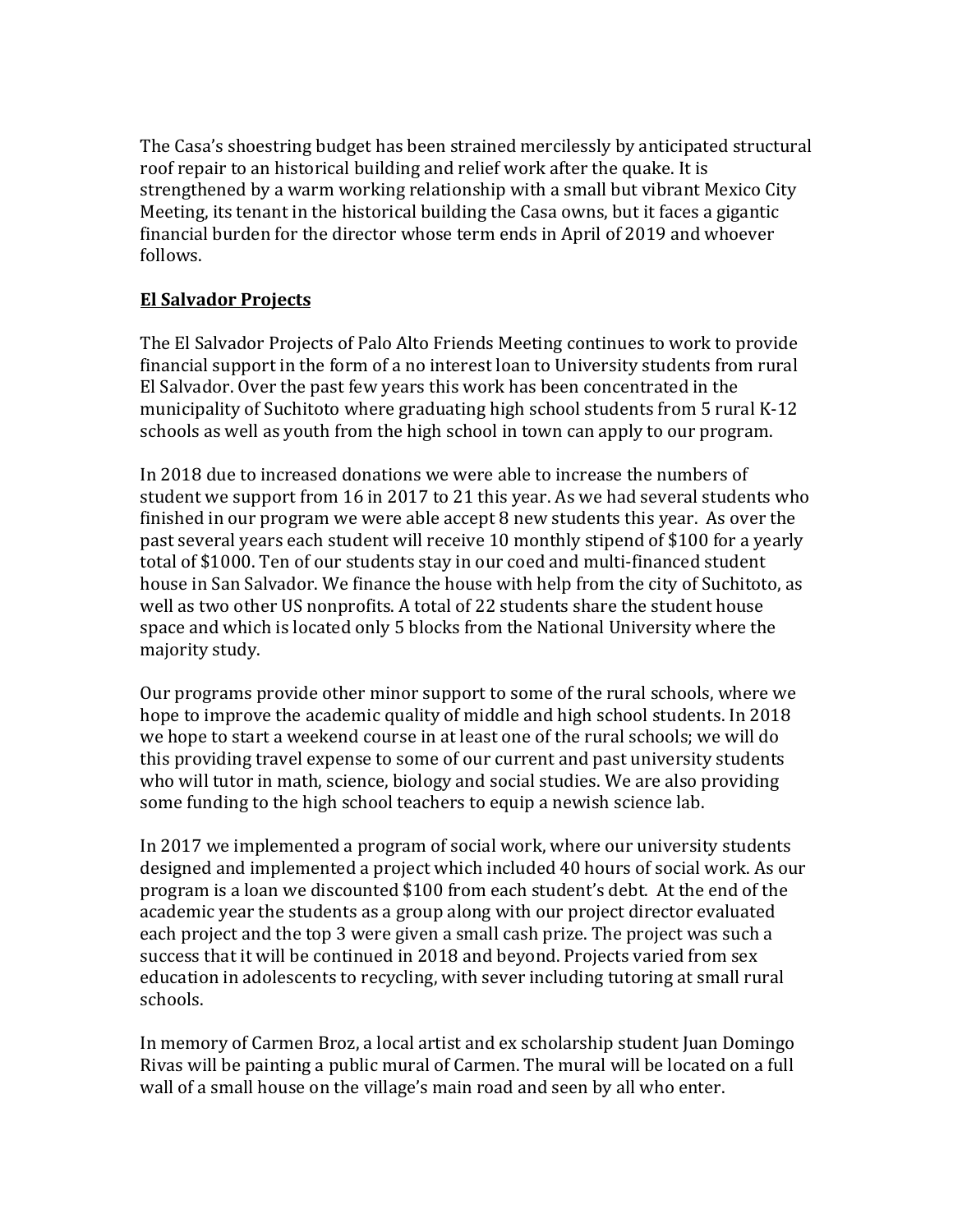The Casa's shoestring budget has been strained mercilessly by anticipated structural roof repair to an historical building and relief work after the quake. It is strengthened by a warm working relationship with a small but vibrant Mexico City Meeting, its tenant in the historical building the Casa owns, but it faces a gigantic financial burden for the director whose term ends in April of 2019 and whoever follows.

## El Salvador Projects

The El Salvador Projects of Palo Alto Friends Meeting continues to work to provide financial support in the form of a no interest loan to University students from rural El Salvador. Over the past few years this work has been concentrated in the municipality of Suchitoto where graduating high school students from 5 rural K-12 schools as well as youth from the high school in town can apply to our program.

In 2018 due to increased donations we were able to increase the numbers of student we support from 16 in 2017 to 21 this year. As we had several students who finished in our program we were able accept 8 new students this year. As over the past several years each student will receive 10 monthly stipend of $100 for a yearly total of $1000. Ten of our students stay in our coed and multi-financed student house in San Salvador. We finance the house with help from the city of Suchitoto, as well as two other US nonprofits. A total of 22 students share the student house space and which is located only 5 blocks from the National University where the majority study.

Our programs provide other minor support to some of the rural schools, where we hope to improve the academic quality of middle and high school students. In 2018 we hope to start a weekend course in at least one of the rural schools; we will do this providing travel expense to some of our current and past university students who will tutor in math, science, biology and social studies. We are also providing some funding to the high school teachers to equip a newish science lab.

In 2017 we implemented a program of social work, where our university students designed and implemented a project which included 40 hours of social work. As our program is a loan we discounted $100 from each student's debt. At the end of the academic year the students as a group along with our project director evaluated each project and the top 3 were given a small cash prize. The project was such a success that it will be continued in 2018 and beyond. Projects varied from sex education in adolescents to recycling, with sever including tutoring at small rural schools.

In memory of Carmen Broz, a local artist and ex scholarship student Juan Domingo Rivas will be painting a public mural of Carmen. The mural will be located on a full wall of a small house on the village's main road and seen by all who enter.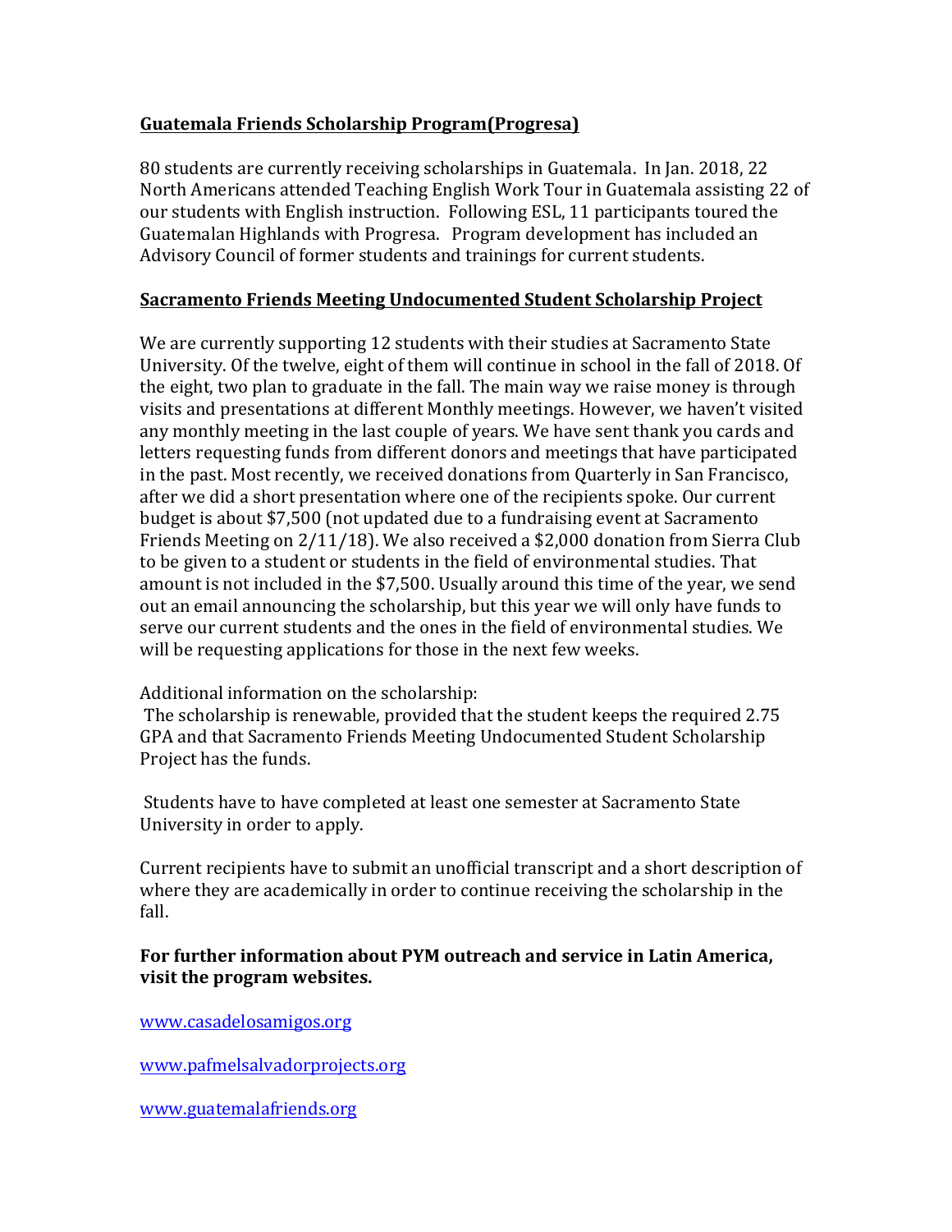**<u>Guatemala Friends Scholarship Program(Progresa)</u>**

80 students are currently receiving scholarships in Guatemala. In Jan. 2018, 22 North Americans attended Teaching English Work Tour in Guatemala assisting 22 of our students with English instruction. Following ESL, 11 participants toured the Guatemalan Highlands with Progresa. Program development has included an Advisory Council of former students and trainings for current students.

**<u>Sacramento Friends Meeting Undocumented Student Scholarship Project</u>**

We are currently supporting 12 students with their studies at Sacramento State University. Of the twelve, eight of them will continue in school in the fall of 2018. Of the eight, two plan to graduate in the fall. The main way we raise money is through visits and presentations at different Monthly meetings. However, we haven't visited any monthly meeting in the last couple of years. We have sent thank you cards and letters requesting funds from different donors and meetings that have participated in the past. Most recently, we received donations from Quarterly in San Francisco, after we did a short presentation where one of the recipients spoke. Our current budget is about $7,500 (not updated due to a fundraising event at Sacramento Friends Meeting on 2/11/18). We also received a $2,000 donation from Sierra Club to be given to a student or students in the field of environmental studies. That amount is not included in the $7,500. Usually around this time of the year, we send out an email announcing the scholarship, but this year we will only have funds to serve our current students and the ones in the field of environmental studies. We will be requesting applications for those in the next few weeks.

Additional information on the scholarship:

The scholarship is renewable, provided that the student keeps the required 2.75 GPA and that Sacramento Friends Meeting Undocumented Student Scholarship Project has the funds.

Students have to have completed at least one semester at Sacramento State University in order to apply.

Current recipients have to submit an unofficial transcript and a short description of where they are academically in order to continue receiving the scholarship in the fall.

**For further information about PYM outreach and service in Latin America, visit the program websites.**

www.casadelosamigos.org

www.pafmelsalvadorprojects.org

www.guatemalafriends.org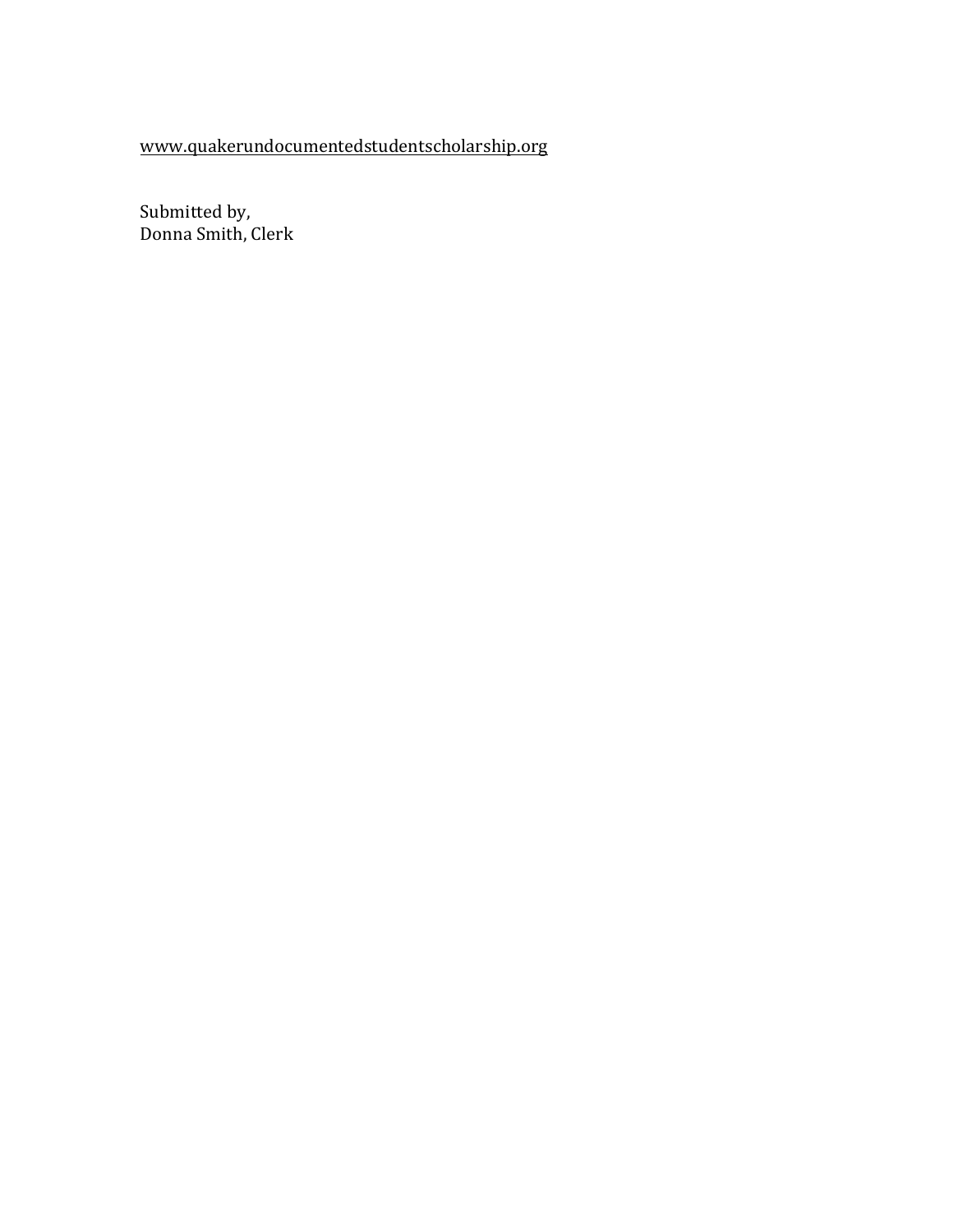www.quakerundocumentedstudentscholarship.org

Submitted by,
Donna Smith, Clerk